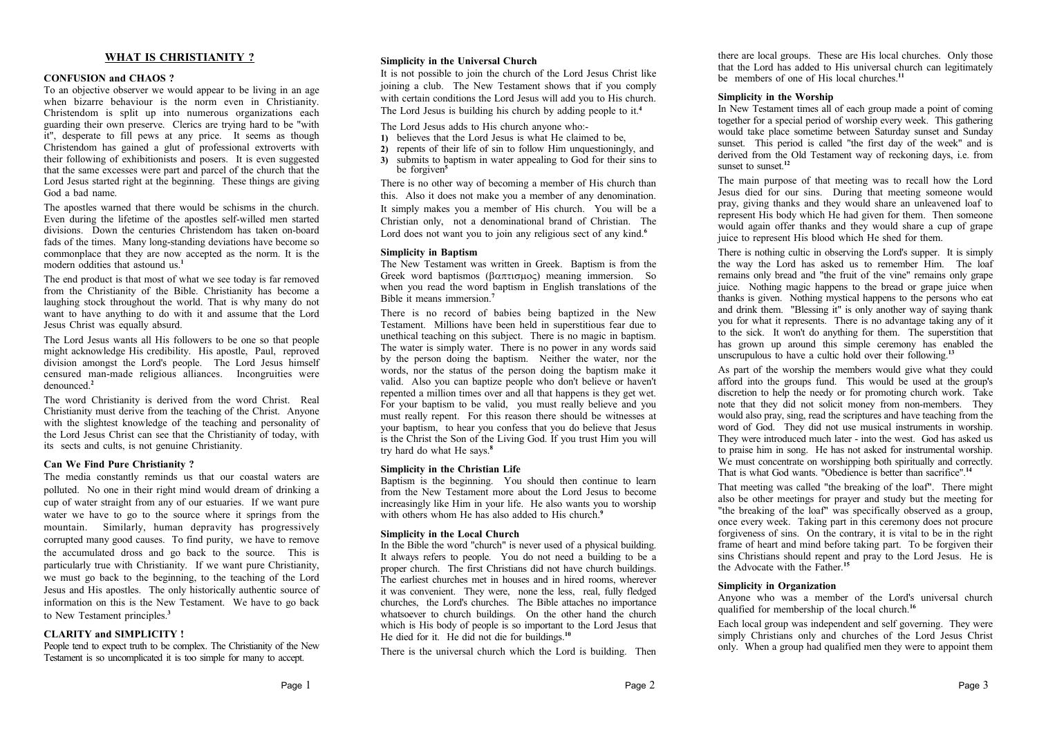## WHAT IS CHRISTIANITY ?

### CONFUSION and CHAOS ?

To an objective observer we would appear to be living in an age when bizarre behaviour is the norm even in Christianity. Christendom is split up into numerous organizations each guarding their own preserve. Clerics are trying hard to be "with it", desperate to fill pews at any price. It seems as though Christendom has gained a glut of professional extroverts with their following of exhibitionists and posers. It is even suggested that the same excesses were part and parcel of the church that the Lord Jesus started right at the beginning. These things are giving God a bad name.

The apostles warned that there would be schisms in the church. Even during the lifetime of the apostles self-willed men started divisions. Down the centuries Christendom has taken on-board fads of the times. Many long-standing deviations have become so commonplace that they are now accepted as the norm. It is the modern oddities that astound us.[1]

The end product is that most of what we see today is far removed from the Christianity of the Bible. Christianity has become a laughing stock throughout the world. That is why many do not want to have anything to do with it and assume that the Lord Jesus Christ was equally absurd.

The Lord Jesus wants all His followers to be one so that people might acknowledge His credibility. His apostle, Paul, reproved division amongst the Lord's people. The Lord Jesus himself censured man-made religious alliances. Incongruities were denounced.[2]

The word Christianity is derived from the word Christ. Real Christianity must derive from the teaching of the Christ. Anyone with the slightest knowledge of the teaching and personality of the Lord Jesus Christ can see that the Christianity of today, with its sects and cults, is not genuine Christianity.

### Can We Find Pure Christianity ?

The media constantly reminds us that our coastal waters are polluted. No one in their right mind would dream of drinking a cup of water straight from any of our estuaries. If we want pure water we have to go to the source where it springs from the mountain. Similarly, human depravity has progressively corrupted many good causes. To find purity, we have to remove the accumulated dross and go back to the source. This is particularly true with Christianity. If we want pure Christianity, we must go back to the beginning, to the teaching of the Lord Jesus and His apostles. The only historically authentic source of information on this is the New Testament. We have to go back to New Testament principles.[3]

### CLARITY and SIMPLICITY !

People tend to expect truth to be complex. The Christianity of the New Testament is so uncomplicated it is too simple for many to accept.

### Simplicity in the Universal Church

It is not possible to join the church of the Lord Jesus Christ like joining a club. The New Testament shows that if you comply with certain conditions the Lord Jesus will add you to His church. The Lord Jesus is building his church by adding people to it.[4]

The Lord Jesus adds to His church anyone who:-

1) believes that the Lord Jesus is what He claimed to be,
2) repents of their life of sin to follow Him unquestioningly, and
3) submits to baptism in water appealing to God for their sins to be forgiven[5]

There is no other way of becoming a member of His church than this. Also it does not make you a member of any denomination. It simply makes you a member of His church. You will be a Christian only, not a denominational brand of Christian. The Lord does not want you to join any religious sect of any kind.[6]

### Simplicity in Baptism

The New Testament was written in Greek. Baptism is from the Greek word baptismos (βαπτισμος) meaning immersion. So when you read the word baptism in English translations of the Bible it means immersion.[7]

There is no record of babies being baptized in the New Testament. Millions have been held in superstitious fear due to unethical teaching on this subject. There is no magic in baptism. The water is simply water. There is no power in any words said by the person doing the baptism. Neither the water, nor the words, nor the status of the person doing the baptism make it valid. Also you can baptize people who don't believe or haven't repented a million times over and all that happens is they get wet. For your baptism to be valid, you must really believe and you must really repent. For this reason there should be witnesses at your baptism, to hear you confess that you do believe that Jesus is the Christ the Son of the Living God. If you trust Him you will try hard do what He says.[8]

### Simplicity in the Christian Life

Baptism is the beginning. You should then continue to learn from the New Testament more about the Lord Jesus to become increasingly like Him in your life. He also wants you to worship with others whom He has also added to His church.[9]

### Simplicity in the Local Church

In the Bible the word "church" is never used of a physical building. It always refers to people. You do not need a building to be a proper church. The first Christians did not have church buildings. The earliest churches met in houses and in hired rooms, wherever it was convenient. They were, none the less, real, fully fledged churches, the Lord's churches. The Bible attaches no importance whatsoever to church buildings. On the other hand the church which is His body of people is so important to the Lord Jesus that He died for it. He did not die for buildings.[10]

There is the universal church which the Lord is building. Then there are local groups. These are His local churches. Only those that the Lord has added to His universal church can legitimately be members of one of His local churches.[11]

### Simplicity in the Worship

In New Testament times all of each group made a point of coming together for a special period of worship every week. This gathering would take place sometime between Saturday sunset and Sunday sunset. This period is called "the first day of the week" and is derived from the Old Testament way of reckoning days, i.e. from sunset to sunset.[12]

The main purpose of that meeting was to recall how the Lord Jesus died for our sins. During that meeting someone would pray, giving thanks and they would share an unleavened loaf to represent His body which He had given for them. Then someone would again offer thanks and they would share a cup of grape juice to represent His blood which He shed for them.

There is nothing cultic in observing the Lord's supper. It is simply the way the Lord has asked us to remember Him. The loaf remains only bread and "the fruit of the vine" remains only grape juice. Nothing magic happens to the bread or grape juice when thanks is given. Nothing mystical happens to the persons who eat and drink them. "Blessing it" is only another way of saying thank you for what it represents. There is no advantage taking any of it to the sick. It won't do anything for them. The superstition that has grown up around this simple ceremony has enabled the unscrupulous to have a cultic hold over their following.[13]

As part of the worship the members would give what they could afford into the groups fund. This would be used at the group's discretion to help the needy or for promoting church work. Take note that they did not solicit money from non-members. They would also pray, sing, read the scriptures and have teaching from the word of God. They did not use musical instruments in worship. They were introduced much later - into the west. God has asked us to praise him in song. He has not asked for instrumental worship. We must concentrate on worshipping both spiritually and correctly. That is what God wants. "Obedience is better than sacrifice".[14]

That meeting was called "the breaking of the loaf". There might also be other meetings for prayer and study but the meeting for "the breaking of the loaf" was specifically observed as a group, once every week. Taking part in this ceremony does not procure forgiveness of sins. On the contrary, it is vital to be in the right frame of heart and mind before taking part. To be forgiven their sins Christians should repent and pray to the Lord Jesus. He is the Advocate with the Father.[15]

### Simplicity in Organization

Anyone who was a member of the Lord's universal church qualified for membership of the local church.[16]

Each local group was independent and self governing. They were simply Christians only and churches of the Lord Jesus Christ only. When a group had qualified men they were to appoint them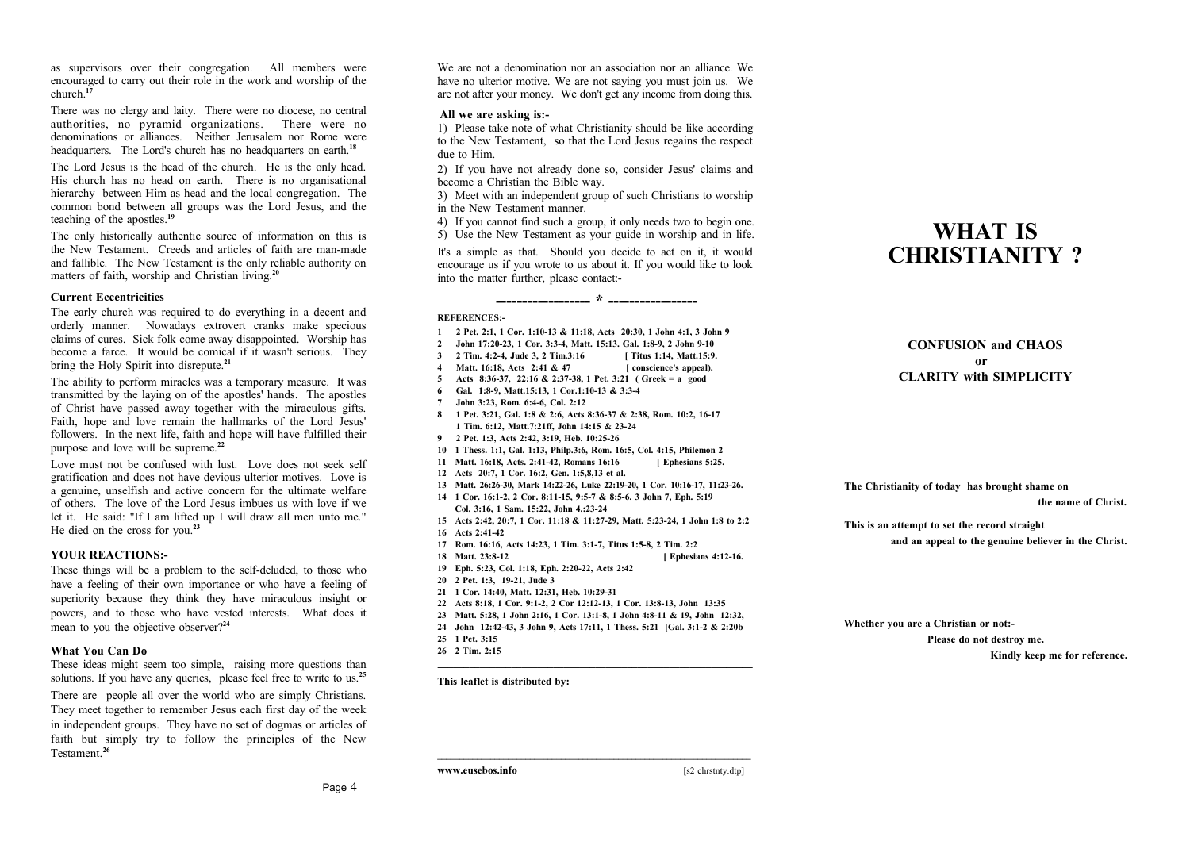as supervisors over their congregation. All members were encouraged to carry out their role in the work and worship of the church.[17]

There was no clergy and laity. There were no diocese, no central authorities, no pyramid organizations. There were no denominations or alliances. Neither Jerusalem nor Rome were headquarters. The Lord's church has no headquarters on earth.[18]

The Lord Jesus is the head of the church. He is the only head. His church has no head on earth. There is no organisational hierarchy between Him as head and the local congregation. The common bond between all groups was the Lord Jesus, and the teaching of the apostles.[19]

The only historically authentic source of information on this is the New Testament. Creeds and articles of faith are man-made and fallible. The New Testament is the only reliable authority on matters of faith, worship and Christian living.[20]

### Current Eccentricities

The early church was required to do everything in a decent and orderly manner. Nowadays extrovert cranks make specious claims of cures. Sick folk come away disappointed. Worship has become a farce. It would be comical if it wasn't serious. They bring the Holy Spirit into disrepute.[21]

The ability to perform miracles was a temporary measure. It was transmitted by the laying on of the apostles' hands. The apostles of Christ have passed away together with the miraculous gifts. Faith, hope and love remain the hallmarks of the Lord Jesus' followers. In the next life, faith and hope will have fulfilled their purpose and love will be supreme.[22]

Love must not be confused with lust. Love does not seek self gratification and does not have devious ulterior motives. Love is a genuine, unselfish and active concern for the ultimate welfare of others. The love of the Lord Jesus imbues us with love if we let it. He said: "If I am lifted up I will draw all men unto me." He died on the cross for you.[23]

### YOUR REACTIONS:-

These things will be a problem to the self-deluded, to those who have a feeling of their own importance or who have a feeling of superiority because they think they have miraculous insight or powers, and to those who have vested interests. What does it mean to you the objective observer?[24]

### What You Can Do

These ideas might seem too simple, raising more questions than solutions. If you have any queries, please feel free to write to us.[25]

There are people all over the world who are simply Christians. They meet together to remember Jesus each first day of the week in independent groups. They have no set of dogmas or articles of faith but simply try to follow the principles of the New Testament.[26]

We are not a denomination nor an association nor an alliance. We have no ulterior motive. We are not saying you must join us. We are not after your money. We don't get any income from doing this.

**All we are asking is:-**

1) Please take note of what Christianity should be like according to the New Testament, so that the Lord Jesus regains the respect due to Him.
2) If you have not already done so, consider Jesus' claims and become a Christian the Bible way.
3) Meet with an independent group of such Christians to worship in the New Testament manner.
4) If you cannot find such a group, it only needs two to begin one.
5) Use the New Testament as your guide in worship and in life.

It's a simple as that. Should you decide to act on it, it would encourage us if you wrote to us about it. If you would like to look into the matter further, please contact:-

---------------- * ----------------

**REFERENCES:-**

**1 2 Pet. 2:1, 1 Cor. 1:10-13 & 11:18, Acts 20:30, 1 John 4:1, 3 John 9**
**2 John 17:20-23, 1 Cor. 3:3-4, Matt. 15:13. Gal. 1:8-9, 2 John 9-10**
**3 2 Tim. 4:2-4, Jude 3, 2 Tim.3:16 [ Titus 1:14, Matt.15:9.**
**4 Matt. 16:18, Acts 2:41 & 47 [ conscience's appeal).**
**5 Acts 8:36-37, 22:16 & 2:37-38, 1 Pet. 3:21 ( Greek = a good**
**6 Gal. 1:8-9, Matt.15:13, 1 Cor.1:10-13 & 3:3-4**
**7 John 3:23, Rom. 6:4-6, Col. 2:12**
**8 1 Pet. 3:21, Gal. 1:8 & 2:6, Acts 8:36-37 & 2:38, Rom. 10:2, 16-17 1 Tim. 6:12, Matt.7:21ff, John 14:15 & 23-24**
**9 2 Pet. 1:3, Acts 2:42, 3:19, Heb. 10:25-26**
**10 1 Thess. 1:1, Gal. 1:13, Philp.3:6, Rom. 16:5, Col. 4:15, Philemon 2**
**11 Matt. 16:18, Acts. 2:41-42, Romans 16:16 [ Ephesians 5:25.**
**12 Acts 20:7, 1 Cor. 16:2, Gen. 1:5,8,13 et al.**
**13 Matt. 26:26-30, Mark 14:22-26, Luke 22:19-20, 1 Cor. 10:16-17, 11:23-26.**
**14 1 Cor. 16:1-2, 2 Cor. 8:11-15, 9:5-7 & 8:5-6, 3 John 7, Eph. 5:19 Col. 3:16, 1 Sam. 15:22, John 4.:23-24**
**15 Acts 2:42, 20:7, 1 Cor. 11:18 & 11:27-29, Matt. 5:23-24, 1 John 1:8 to 2:2**
**16 Acts 2:41-42**
**17 Rom. 16:16, Acts 14:23, 1 Tim. 3:1-7, Titus 1:5-8, 2 Tim. 2:2**
**18 Matt. 23:8-12 [ Ephesians 4:12-16.**
**19 Eph. 5:23, Col. 1:18, Eph. 2:20-22, Acts 2:42**
**20 2 Pet. 1:3, 19-21, Jude 3**
**21 1 Cor. 14:40, Matt. 12:31, Heb. 10:29-31**
**22 Acts 8:18, 1 Cor. 9:1-2, 2 Cor 12:12-13, 1 Cor. 13:8-13, John 13:35**
**23 Matt. 5:28, 1 John 2:16, 1 Cor. 13:1-8, 1 John 4:8-11 & 19, John 12:32,**
**24 John 12:42-43, 3 John 9, Acts 17:11, 1 Thess. 5:21 [Gal. 3:1-2 & 2:20b**
**25 1 Pet. 3:15**
**26 2 Tim. 2:15**

**This leaflet is distributed by:**

**www.eusebos.info** [s2 chrstnty.dtp]

# WHAT IS CHRISTIANITY ?

**CONFUSION and CHAOS**
**or**
**CLARITY with SIMPLICITY**

**The Christianity of today has brought shame on the name of Christ.**

**This is an attempt to set the record straight and an appeal to the genuine believer in the Christ.**

**Whether you are a Christian or not:-**
**Please do not destroy me.**
**Kindly keep me for reference.**